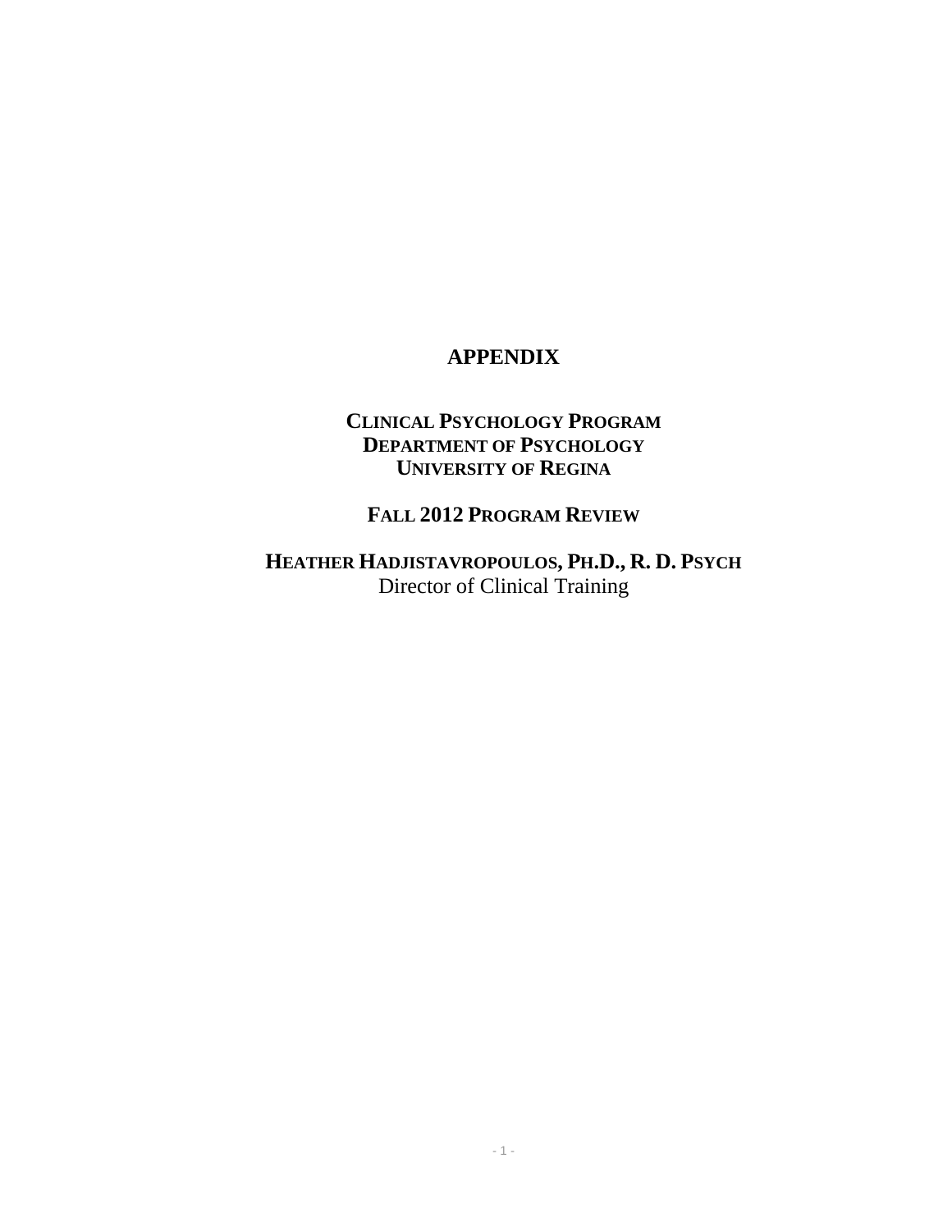# APPENDIX

## Clinical Psychology Program
## Department of Psychology
## University of Regina

## Fall 2012 Program Review

**Heather Hadjistavropoulos, Ph.D., R. D. Psych**

Director of Clinical Training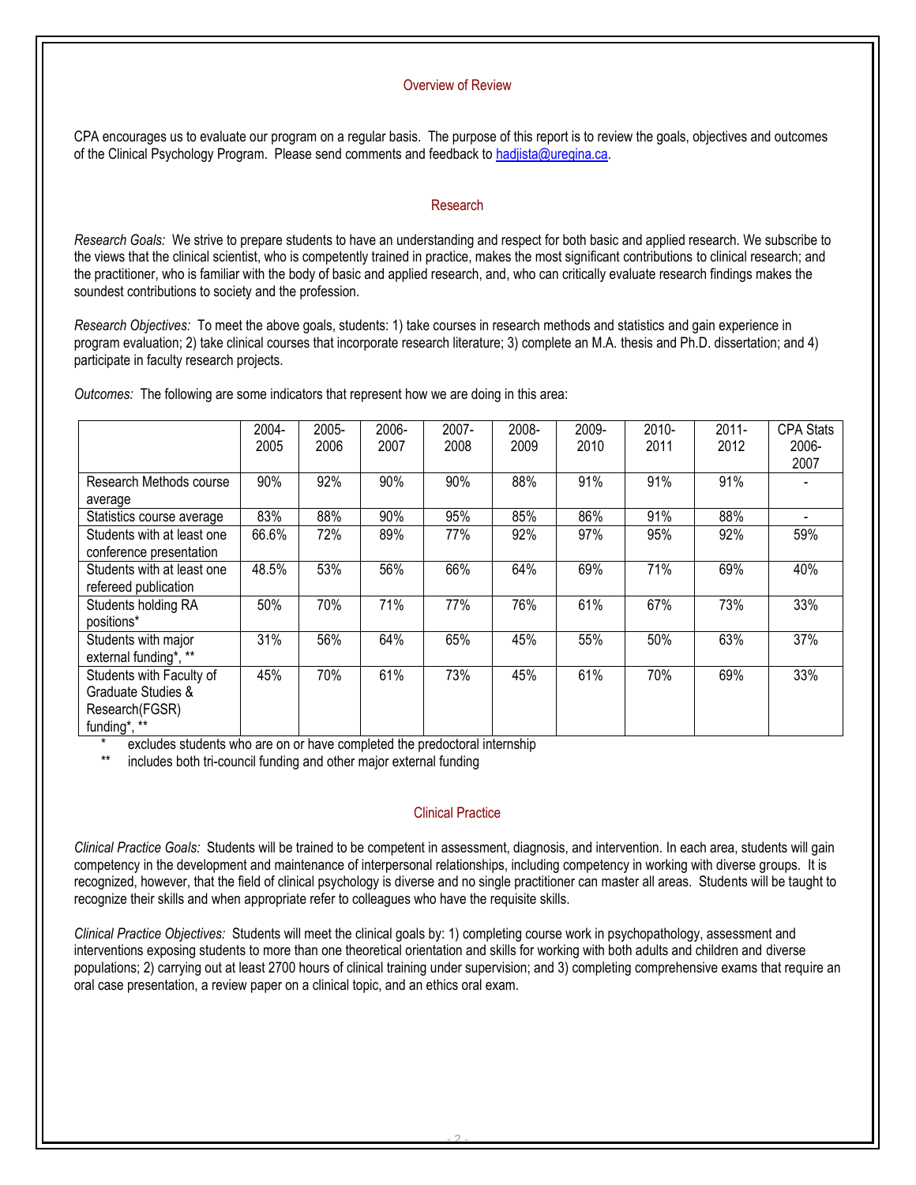## Overview of Review

CPA encourages us to evaluate our program on a regular basis. The purpose of this report is to review the goals, objectives and outcomes of the Clinical Psychology Program. Please send comments and feedback to hadjista@uregina.ca.

## Research

*Research Goals:* We strive to prepare students to have an understanding and respect for both basic and applied research. We subscribe to the views that the clinical scientist, who is competently trained in practice, makes the most significant contributions to clinical research; and the practitioner, who is familiar with the body of basic and applied research, and, who can critically evaluate research findings makes the soundest contributions to society and the profession.

*Research Objectives:* To meet the above goals, students: 1) take courses in research methods and statistics and gain experience in program evaluation; 2) take clinical courses that incorporate research literature; 3) complete an M.A. thesis and Ph.D. dissertation; and 4) participate in faculty research projects.

*Outcomes:* The following are some indicators that represent how we are doing in this area:

| | 2004-2005 | 2005-2006 | 2006-2007 | 2007-2008 | 2008-2009 | 2009-2010 | 2010-2011 | 2011-2012 | CPA Stats 2006-2007 |
|---|---|---|---|---|---|---|---|---|---|
| Research Methods course average | 90% | 92% | 90% | 90% | 88% | 91% | 91% | 91% | - |
| Statistics course average | 83% | 88% | 90% | 95% | 85% | 86% | 91% | 88% | - |
| Students with at least one conference presentation | 66.6% | 72% | 89% | 77% | 92% | 97% | 95% | 92% | 59% |
| Students with at least one refereed publication | 48.5% | 53% | 56% | 66% | 64% | 69% | 71% | 69% | 40% |
| Students holding RA positions* | 50% | 70% | 71% | 77% | 76% | 61% | 67% | 73% | 33% |
| Students with major external funding*, ** | 31% | 56% | 64% | 65% | 45% | 55% | 50% | 63% | 37% |
| Students with Faculty of Graduate Studies & Research(FGSR) funding*, ** | 45% | 70% | 61% | 73% | 45% | 61% | 70% | 69% | 33% |

\* excludes students who are on or have completed the predoctoral internship

\*\* includes both tri-council funding and other major external funding

## Clinical Practice

*Clinical Practice Goals:* Students will be trained to be competent in assessment, diagnosis, and intervention. In each area, students will gain competency in the development and maintenance of interpersonal relationships, including competency in working with diverse groups. It is recognized, however, that the field of clinical psychology is diverse and no single practitioner can master all areas. Students will be taught to recognize their skills and when appropriate refer to colleagues who have the requisite skills.

*Clinical Practice Objectives:* Students will meet the clinical goals by: 1) completing course work in psychopathology, assessment and interventions exposing students to more than one theoretical orientation and skills for working with both adults and children and diverse populations; 2) carrying out at least 2700 hours of clinical training under supervision; and 3) completing comprehensive exams that require an oral case presentation, a review paper on a clinical topic, and an ethics oral exam.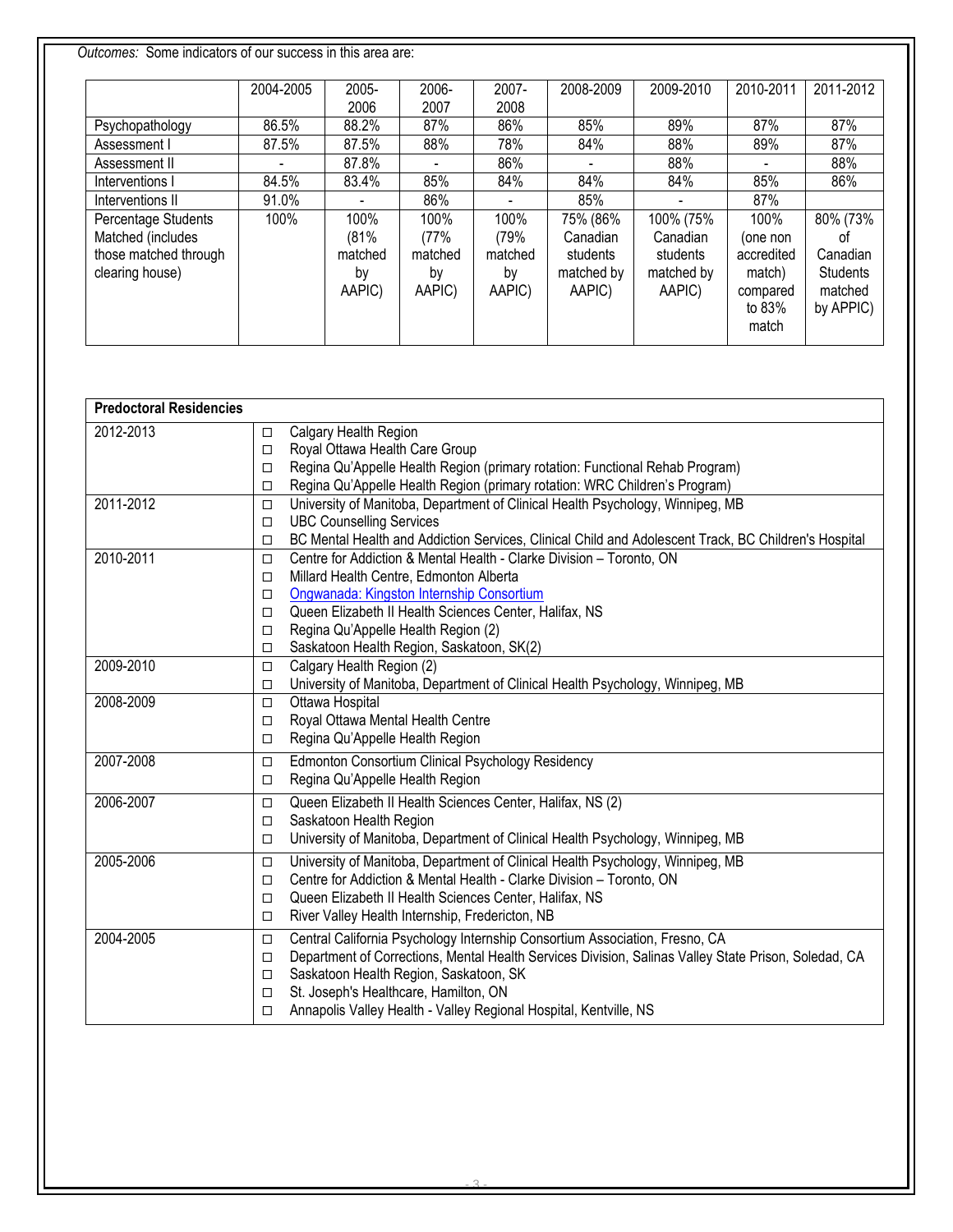*Outcomes:* Some indicators of our success in this area are:

| | 2004-2005 | 2005-2006 | 2006-2007 | 2007-2008 | 2008-2009 | 2009-2010 | 2010-2011 | 2011-2012 |
|---|---|---|---|---|---|---|---|---|
| Psychopathology | 86.5% | 88.2% | 87% | 86% | 85% | 89% | 87% | 87% |
| Assessment I | 87.5% | 87.5% | 88% | 78% | 84% | 88% | 89% | 87% |
| Assessment II | - | 87.8% | - | 86% | - | 88% | - | 88% |
| Interventions I | 84.5% | 83.4% | 85% | 84% | 84% | 84% | 85% | 86% |
| Interventions II | 91.0% | - | 86% | - | 85% | - | 87% | |
| Percentage Students Matched (includes those matched through clearing house) | 100% | 100% (81% matched by AAPIC) | 100% (77% matched by AAPIC) | 100% (79% matched by AAPIC) | 75% (86% Canadian students matched by AAPIC) | 100% (75% Canadian students matched by AAPIC) | 100% (one non accredited match) compared to 83% match | 80% (73% of Canadian Students matched by APPIC) |

| Predoctoral Residencies | |
|---|---|
| 2012-2013 | ◻ Calgary Health Region<br>◻ Royal Ottawa Health Care Group<br>◻ Regina Qu'Appelle Health Region (primary rotation: Functional Rehab Program)<br>◻ Regina Qu'Appelle Health Region (primary rotation: WRC Children's Program) |
| 2011-2012 | ◻ University of Manitoba, Department of Clinical Health Psychology, Winnipeg, MB<br>◻ UBC Counselling Services<br>◻ BC Mental Health and Addiction Services, Clinical Child and Adolescent Track, BC Children's Hospital |
| 2010-2011 | ◻ Centre for Addiction & Mental Health - Clarke Division – Toronto, ON<br>◻ Millard Health Centre, Edmonton Alberta<br>◻ Ongwanada: Kingston Internship Consortium<br>◻ Queen Elizabeth II Health Sciences Center, Halifax, NS<br>◻ Regina Qu'Appelle Health Region (2)<br>◻ Saskatoon Health Region, Saskatoon, SK(2) |
| 2009-2010 | ◻ Calgary Health Region (2)<br>◻ University of Manitoba, Department of Clinical Health Psychology, Winnipeg, MB |
| 2008-2009 | ◻ Ottawa Hospital<br>◻ Royal Ottawa Mental Health Centre<br>◻ Regina Qu'Appelle Health Region |
| 2007-2008 | ◻ Edmonton Consortium Clinical Psychology Residency<br>◻ Regina Qu'Appelle Health Region |
| 2006-2007 | ◻ Queen Elizabeth II Health Sciences Center, Halifax, NS (2)<br>◻ Saskatoon Health Region<br>◻ University of Manitoba, Department of Clinical Health Psychology, Winnipeg, MB |
| 2005-2006 | ◻ University of Manitoba, Department of Clinical Health Psychology, Winnipeg, MB<br>◻ Centre for Addiction & Mental Health - Clarke Division – Toronto, ON<br>◻ Queen Elizabeth II Health Sciences Center, Halifax, NS<br>◻ River Valley Health Internship, Fredericton, NB |
| 2004-2005 | ◻ Central California Psychology Internship Consortium Association, Fresno, CA<br>◻ Department of Corrections, Mental Health Services Division, Salinas Valley State Prison, Soledad, CA<br>◻ Saskatoon Health Region, Saskatoon, SK<br>◻ St. Joseph's Healthcare, Hamilton, ON<br>◻ Annapolis Valley Health - Valley Regional Hospital, Kentville, NS |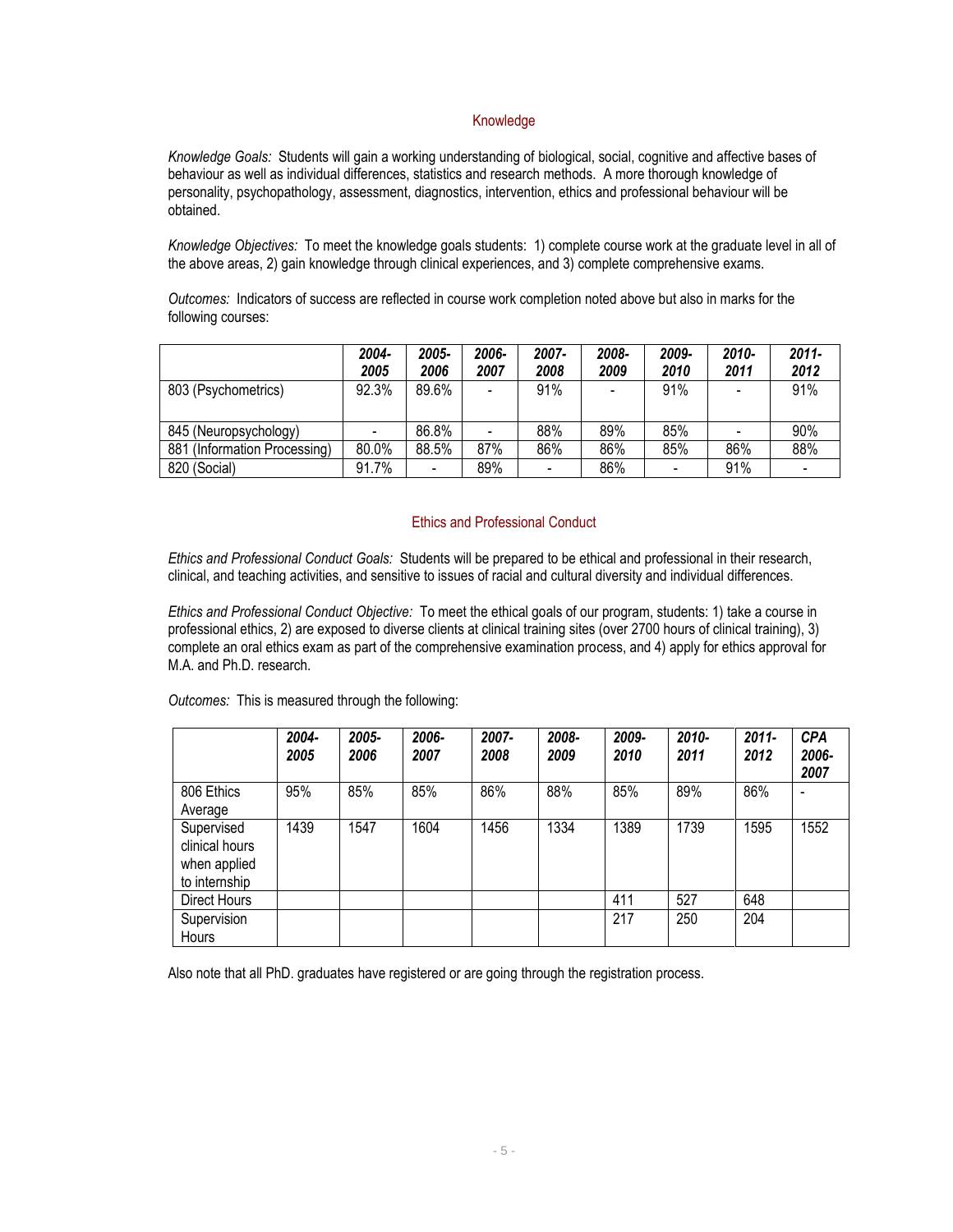## Knowledge

*Knowledge Goals:* Students will gain a working understanding of biological, social, cognitive and affective bases of behaviour as well as individual differences, statistics and research methods. A more thorough knowledge of personality, psychopathology, assessment, diagnostics, intervention, ethics and professional behaviour will be obtained.

*Knowledge Objectives:* To meet the knowledge goals students: 1) complete course work at the graduate level in all of the above areas, 2) gain knowledge through clinical experiences, and 3) complete comprehensive exams.

*Outcomes:* Indicators of success are reflected in course work completion noted above but also in marks for the following courses:

| | *2004-2005* | *2005-2006* | *2006-2007* | *2007-2008* | *2008-2009* | *2009-2010* | *2010-2011* | *2011-2012* |
|---|---|---|---|---|---|---|---|---|
| 803 (Psychometrics) | 92.3% | 89.6% | - | 91% | - | 91% | - | 91% |
| 845 (Neuropsychology) | - | 86.8% | - | 88% | 89% | 85% | - | 90% |
| 881 (Information Processing) | 80.0% | 88.5% | 87% | 86% | 86% | 85% | 86% | 88% |
| 820 (Social) | 91.7% | - | 89% | - | 86% | - | 91% | - |

## Ethics and Professional Conduct

*Ethics and Professional Conduct Goals:* Students will be prepared to be ethical and professional in their research, clinical, and teaching activities, and sensitive to issues of racial and cultural diversity and individual differences.

*Ethics and Professional Conduct Objective:* To meet the ethical goals of our program, students: 1) take a course in professional ethics, 2) are exposed to diverse clients at clinical training sites (over 2700 hours of clinical training), 3) complete an oral ethics exam as part of the comprehensive examination process, and 4) apply for ethics approval for M.A. and Ph.D. research.

*Outcomes:* This is measured through the following:

| | *2004-2005* | *2005-2006* | *2006-2007* | *2007-2008* | *2008-2009* | *2009-2010* | *2010-2011* | *2011-2012* | *CPA 2006-2007* |
|---|---|---|---|---|---|---|---|---|---|
| 806 Ethics Average | 95% | 85% | 85% | 86% | 88% | 85% | 89% | 86% | - |
| Supervised clinical hours when applied to internship | 1439 | 1547 | 1604 | 1456 | 1334 | 1389 | 1739 | 1595 | 1552 |
| Direct Hours | | | | | | 411 | 527 | 648 | |
| Supervision Hours | | | | | | 217 | 250 | 204 | |

Also note that all PhD. graduates have registered or are going through the registration process.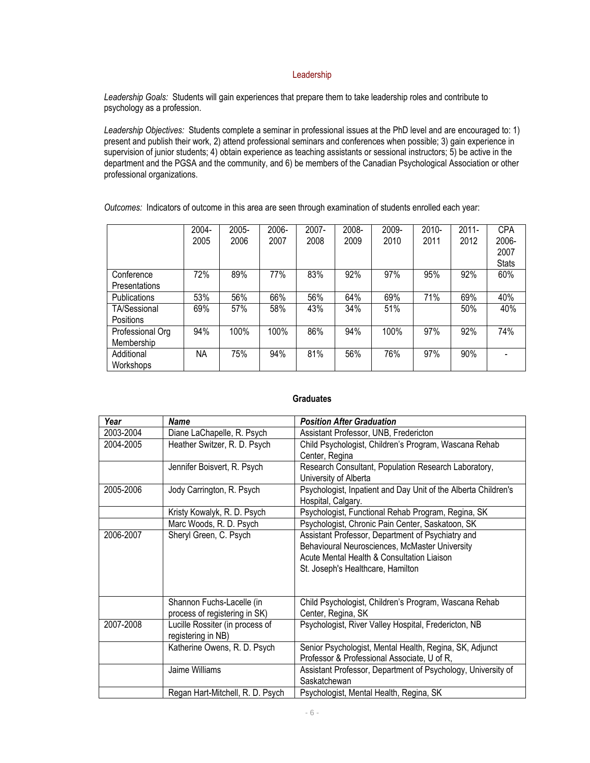## Leadership

*Leadership Goals:* Students will gain experiences that prepare them to take leadership roles and contribute to psychology as a profession.

*Leadership Objectives:* Students complete a seminar in professional issues at the PhD level and are encouraged to: 1) present and publish their work, 2) attend professional seminars and conferences when possible; 3) gain experience in supervision of junior students; 4) obtain experience as teaching assistants or sessional instructors; 5) be active in the department and the PGSA and the community, and 6) be members of the Canadian Psychological Association or other professional organizations.

*Outcomes:* Indicators of outcome in this area are seen through examination of students enrolled each year:

| | 2004-2005 | 2005-2006 | 2006-2007 | 2007-2008 | 2008-2009 | 2009-2010 | 2010-2011 | 2011-2012 | CPA 2006-2007 Stats |
|---|---|---|---|---|---|---|---|---|---|
| Conference Presentations | 72% | 89% | 77% | 83% | 92% | 97% | 95% | 92% | 60% |
| Publications | 53% | 56% | 66% | 56% | 64% | 69% | 71% | 69% | 40% |
| TA/Sessional Positions | 69% | 57% | 58% | 43% | 34% | 51% | | 50% | 40% |
| Professional Org Membership | 94% | 100% | 100% | 86% | 94% | 100% | 97% | 92% | 74% |
| Additional Workshops | NA | 75% | 94% | 81% | 56% | 76% | 97% | 90% | - |

**Graduates**

| ***Year*** | ***Name*** | ***Position After Graduation*** |
|---|---|---|
| 2003-2004 | Diane LaChapelle, R. Psych | Assistant Professor, UNB, Fredericton |
| 2004-2005 | Heather Switzer, R. D. Psych | Child Psychologist, Children's Program, Wascana Rehab Center, Regina |
| | Jennifer Boisvert, R. Psych | Research Consultant, Population Research Laboratory, University of Alberta |
| 2005-2006 | Jody Carrington, R. Psych | Psychologist, Inpatient and Day Unit of the Alberta Children's Hospital, Calgary. |
| | Kristy Kowalyk, R. D. Psych | Psychologist, Functional Rehab Program, Regina, SK |
| | Marc Woods, R. D. Psych | Psychologist, Chronic Pain Center, Saskatoon, SK |
| 2006-2007 | Sheryl Green, C. Psych | Assistant Professor, Department of Psychiatry and Behavioural Neurosciences, McMaster University Acute Mental Health & Consultation Liaison St. Joseph's Healthcare, Hamilton |
| | Shannon Fuchs-Lacelle (in process of registering in SK) | Child Psychologist, Children's Program, Wascana Rehab Center, Regina, SK |
| 2007-2008 | Lucille Rossiter (in process of registering in NB) | Psychologist, River Valley Hospital, Fredericton, NB |
| | Katherine Owens, R. D. Psych | Senior Psychologist, Mental Health, Regina, SK, Adjunct Professor & Professional Associate, U of R, |
| | Jaime Williams | Assistant Professor, Department of Psychology, University of Saskatchewan |
| | Regan Hart-Mitchell, R. D. Psych | Psychologist, Mental Health, Regina, SK |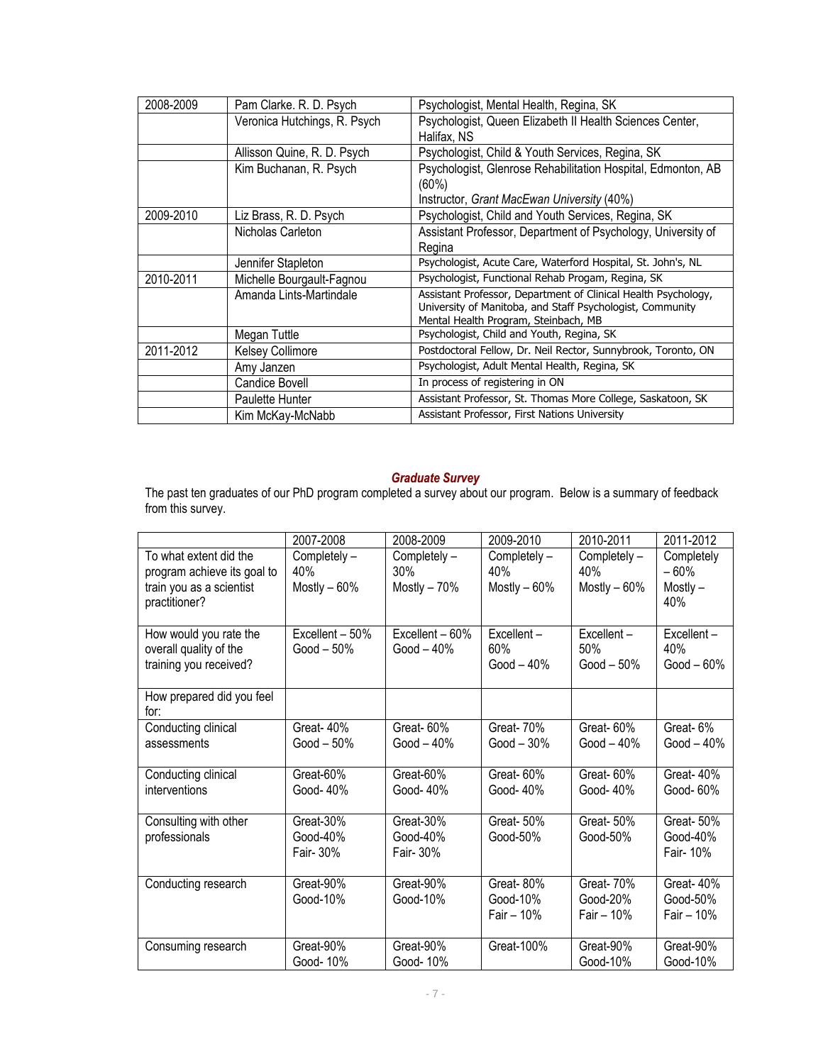| 2008-2009 | Pam Clarke. R. D. Psych | Psychologist, Mental Health, Regina, SK |
|---|---|---|
| | Veronica Hutchings, R. Psych | Psychologist, Queen Elizabeth II Health Sciences Center, Halifax, NS |
| | Allisson Quine, R. D. Psych | Psychologist, Child & Youth Services, Regina, SK |
| | Kim Buchanan, R. Psych | Psychologist, Glenrose Rehabilitation Hospital, Edmonton, AB (60%)<br>Instructor, *Grant MacEwan University* (40%) |
| 2009-2010 | Liz Brass, R. D. Psych | Psychologist, Child and Youth Services, Regina, SK |
| | Nicholas Carleton | Assistant Professor, Department of Psychology, University of Regina |
| | Jennifer Stapleton | Psychologist, Acute Care, Waterford Hospital, St. John's, NL |
| 2010-2011 | Michelle Bourgault-Fagnou | Psychologist, Functional Rehab Progam, Regina, SK |
| | Amanda Lints-Martindale | Assistant Professor, Department of Clinical Health Psychology, University of Manitoba, and Staff Psychologist, Community Mental Health Program, Steinbach, MB |
| | Megan Tuttle | Psychologist, Child and Youth, Regina, SK |
| 2011-2012 | Kelsey Collimore | Postdoctoral Fellow, Dr. Neil Rector, Sunnybrook, Toronto, ON |
| | Amy Janzen | Psychologist, Adult Mental Health, Regina, SK |
| | Candice Bovell | In process of registering in ON |
| | Paulette Hunter | Assistant Professor, St. Thomas More College, Saskatoon, SK |
| | Kim McKay-McNabb | Assistant Professor, First Nations University |

### ***Graduate Survey***

The past ten graduates of our PhD program completed a survey about our program. Below is a summary of feedback from this survey.

| | 2007-2008 | 2008-2009 | 2009-2010 | 2010-2011 | 2011-2012 |
|---|---|---|---|---|---|
| To what extent did the program achieve its goal to train you as a scientist practitioner? | Completely – 40%<br>Mostly – 60% | Completely – 30%<br>Mostly – 70% | Completely – 40%<br>Mostly – 60% | Completely – 40%<br>Mostly – 60% | Completely – 60%<br>Mostly – 40% |
| How would you rate the overall quality of the training you received? | Excellent – 50%<br>Good – 50% | Excellent – 60%<br>Good – 40% | Excellent – 60%<br>Good – 40% | Excellent – 50%<br>Good – 50% | Excellent – 40%<br>Good – 60% |
| How prepared did you feel for: | | | | | |
| Conducting clinical assessments | Great- 40%<br>Good – 50% | Great- 60%<br>Good – 40% | Great- 70%<br>Good – 30% | Great- 60%<br>Good – 40% | Great- 6%<br>Good – 40% |
| Conducting clinical interventions | Great-60%<br>Good- 40% | Great-60%<br>Good- 40% | Great- 60%<br>Good- 40% | Great- 60%<br>Good- 40% | Great- 40%<br>Good- 60% |
| Consulting with other professionals | Great-30%<br>Good-40%<br>Fair- 30% | Great-30%<br>Good-40%<br>Fair- 30% | Great- 50%<br>Good-50% | Great- 50%<br>Good-50% | Great- 50%<br>Good-40%<br>Fair- 10% |
| Conducting research | Great-90%<br>Good-10% | Great-90%<br>Good-10% | Great- 80%<br>Good-10%<br>Fair – 10% | Great- 70%<br>Good-20%<br>Fair – 10% | Great- 40%<br>Good-50%<br>Fair – 10% |
| Consuming research | Great-90%<br>Good- 10% | Great-90%<br>Good- 10% | Great-100% | Great-90%<br>Good-10% | Great-90%<br>Good-10% |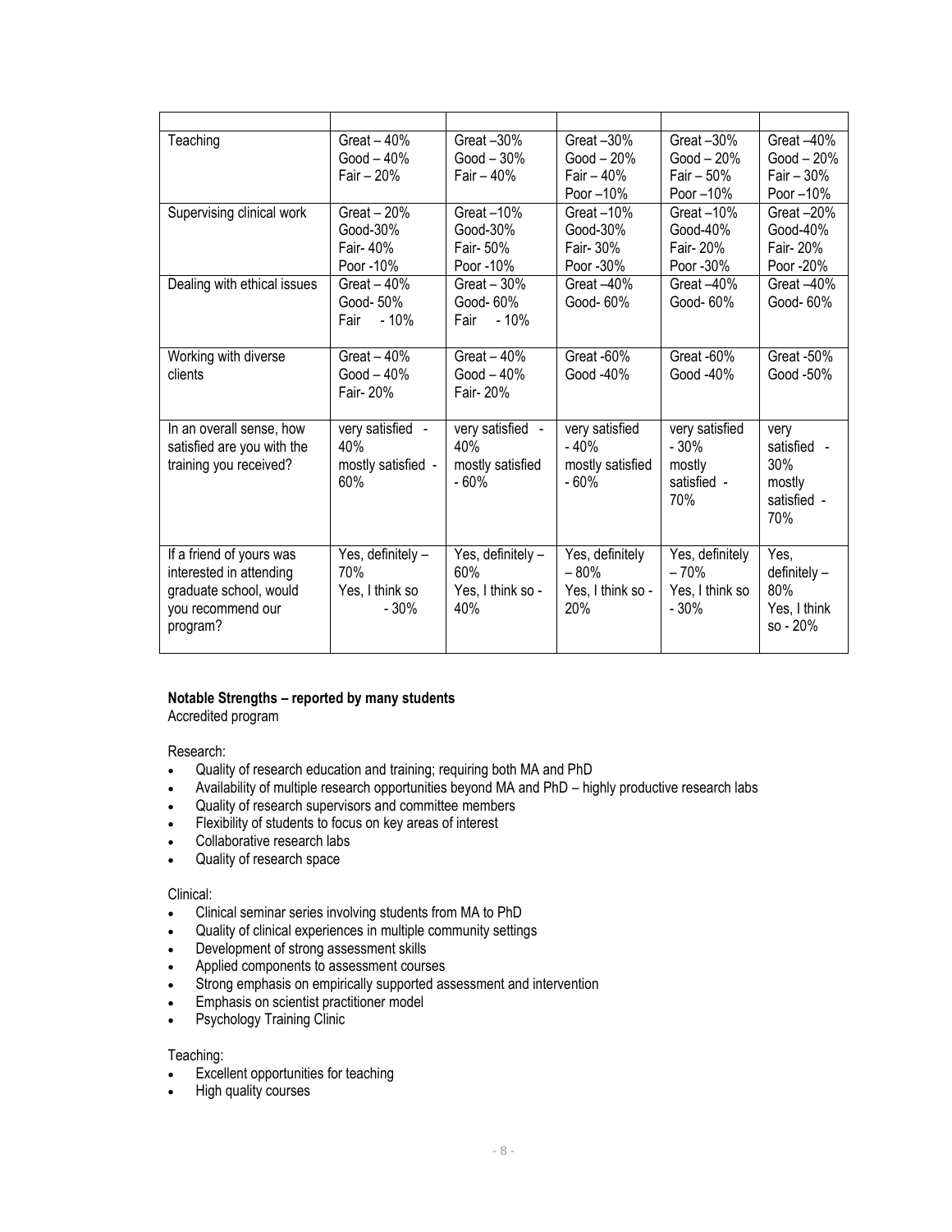| | | | | | |
|---|---|---|---|---|---|
| Teaching | Great – 40%<br>Good – 40%<br>Fair – 20% | Great –30%<br>Good – 30%<br>Fair – 40% | Great –30%<br>Good – 20%<br>Fair – 40%<br>Poor –10% | Great –30%<br>Good – 20%<br>Fair – 50%<br>Poor –10% | Great –40%<br>Good – 20%<br>Fair – 30%<br>Poor –10% |
| Supervising clinical work | Great – 20%<br>Good-30%<br>Fair- 40%<br>Poor -10% | Great –10%<br>Good-30%<br>Fair- 50%<br>Poor -10% | Great –10%<br>Good-30%<br>Fair- 30%<br>Poor -30% | Great –10%<br>Good-40%<br>Fair- 20%<br>Poor -30% | Great –20%<br>Good-40%<br>Fair- 20%<br>Poor -20% |
| Dealing with ethical issues | Great – 40%<br>Good- 50%<br>Fair - 10% | Great – 30%<br>Good- 60%<br>Fair - 10% | Great –40%<br>Good- 60% | Great –40%<br>Good- 60% | Great –40%<br>Good- 60% |
| Working with diverse clients | Great – 40%<br>Good – 40%<br>Fair- 20% | Great – 40%<br>Good – 40%<br>Fair- 20% | Great -60%<br>Good -40% | Great -60%<br>Good -40% | Great -50%<br>Good -50% |
| In an overall sense, how satisfied are you with the training you received? | very satisfied - 40%<br>mostly satisfied - 60% | very satisfied - 40%<br>mostly satisfied - 60% | very satisfied - 40%<br>mostly satisfied - 60% | very satisfied - 30%<br>mostly satisfied - 70% | very satisfied - 30%<br>mostly satisfied - 70% |
| If a friend of yours was interested in attending graduate school, would you recommend our program? | Yes, definitely – 70%<br>Yes, I think so - 30% | Yes, definitely – 60%<br>Yes, I think so - 40% | Yes, definitely – 80%<br>Yes, I think so - 20% | Yes, definitely – 70%<br>Yes, I think so - 30% | Yes, definitely – 80%<br>Yes, I think so - 20% |

**Notable Strengths – reported by many students**

Accredited program

Research:

- Quality of research education and training; requiring both MA and PhD
- Availability of multiple research opportunities beyond MA and PhD – highly productive research labs
- Quality of research supervisors and committee members
- Flexibility of students to focus on key areas of interest
- Collaborative research labs
- Quality of research space

Clinical:

- Clinical seminar series involving students from MA to PhD
- Quality of clinical experiences in multiple community settings
- Development of strong assessment skills
- Applied components to assessment courses
- Strong emphasis on empirically supported assessment and intervention
- Emphasis on scientist practitioner model
- Psychology Training Clinic

Teaching:

- Excellent opportunities for teaching
- High quality courses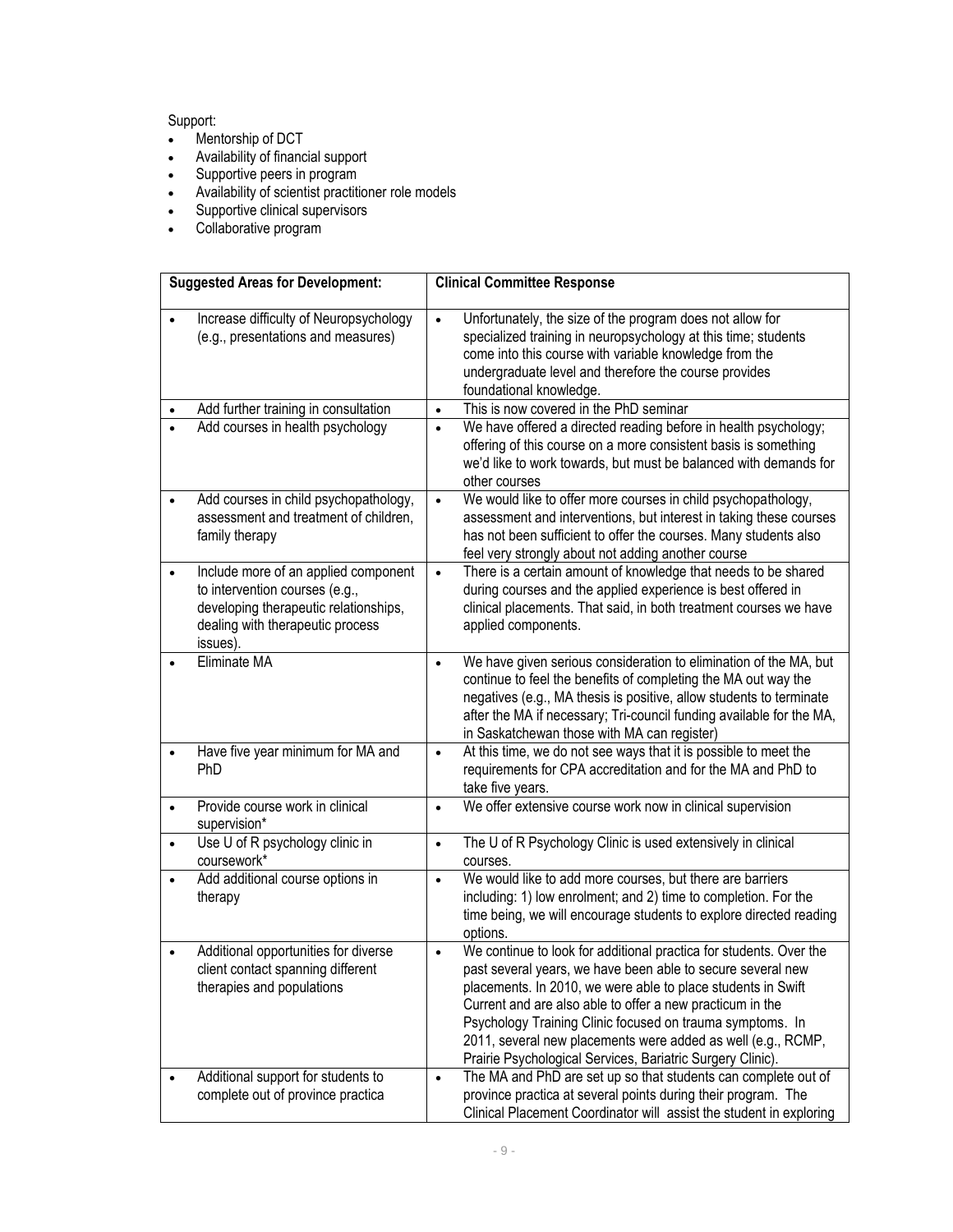Support:

- Mentorship of DCT
- Availability of financial support
- Supportive peers in program
- Availability of scientist practitioner role models
- Supportive clinical supervisors
- Collaborative program

| Suggested Areas for Development: | Clinical Committee Response |
| --- | --- |
| • Increase difficulty of Neuropsychology (e.g., presentations and measures) | • Unfortunately, the size of the program does not allow for specialized training in neuropsychology at this time; students come into this course with variable knowledge from the undergraduate level and therefore the course provides foundational knowledge. |
| • Add further training in consultation | • This is now covered in the PhD seminar |
| • Add courses in health psychology | • We have offered a directed reading before in health psychology; offering of this course on a more consistent basis is something we'd like to work towards, but must be balanced with demands for other courses |
| • Add courses in child psychopathology, assessment and treatment of children, family therapy | • We would like to offer more courses in child psychopathology, assessment and interventions, but interest in taking these courses has not been sufficient to offer the courses. Many students also feel very strongly about not adding another course |
| • Include more of an applied component to intervention courses (e.g., developing therapeutic relationships, dealing with therapeutic process issues). | • There is a certain amount of knowledge that needs to be shared during courses and the applied experience is best offered in clinical placements. That said, in both treatment courses we have applied components. |
| • Eliminate MA | • We have given serious consideration to elimination of the MA, but continue to feel the benefits of completing the MA out way the negatives (e.g., MA thesis is positive, allow students to terminate after the MA if necessary; Tri-council funding available for the MA, in Saskatchewan those with MA can register) |
| • Have five year minimum for MA and PhD | • At this time, we do not see ways that it is possible to meet the requirements for CPA accreditation and for the MA and PhD to take five years. |
| • Provide course work in clinical supervision* | • We offer extensive course work now in clinical supervision |
| • Use U of R psychology clinic in coursework* | • The U of R Psychology Clinic is used extensively in clinical courses. |
| • Add additional course options in therapy | • We would like to add more courses, but there are barriers including: 1) low enrolment; and 2) time to completion. For the time being, we will encourage students to explore directed reading options. |
| • Additional opportunities for diverse client contact spanning different therapies and populations | • We continue to look for additional practica for students. Over the past several years, we have been able to secure several new placements. In 2010, we were able to place students in Swift Current and are also able to offer a new practicum in the Psychology Training Clinic focused on trauma symptoms. In 2011, several new placements were added as well (e.g., RCMP, Prairie Psychological Services, Bariatric Surgery Clinic). |
| • Additional support for students to complete out of province practica | • The MA and PhD are set up so that students can complete out of province practica at several points during their program. The Clinical Placement Coordinator will assist the student in exploring |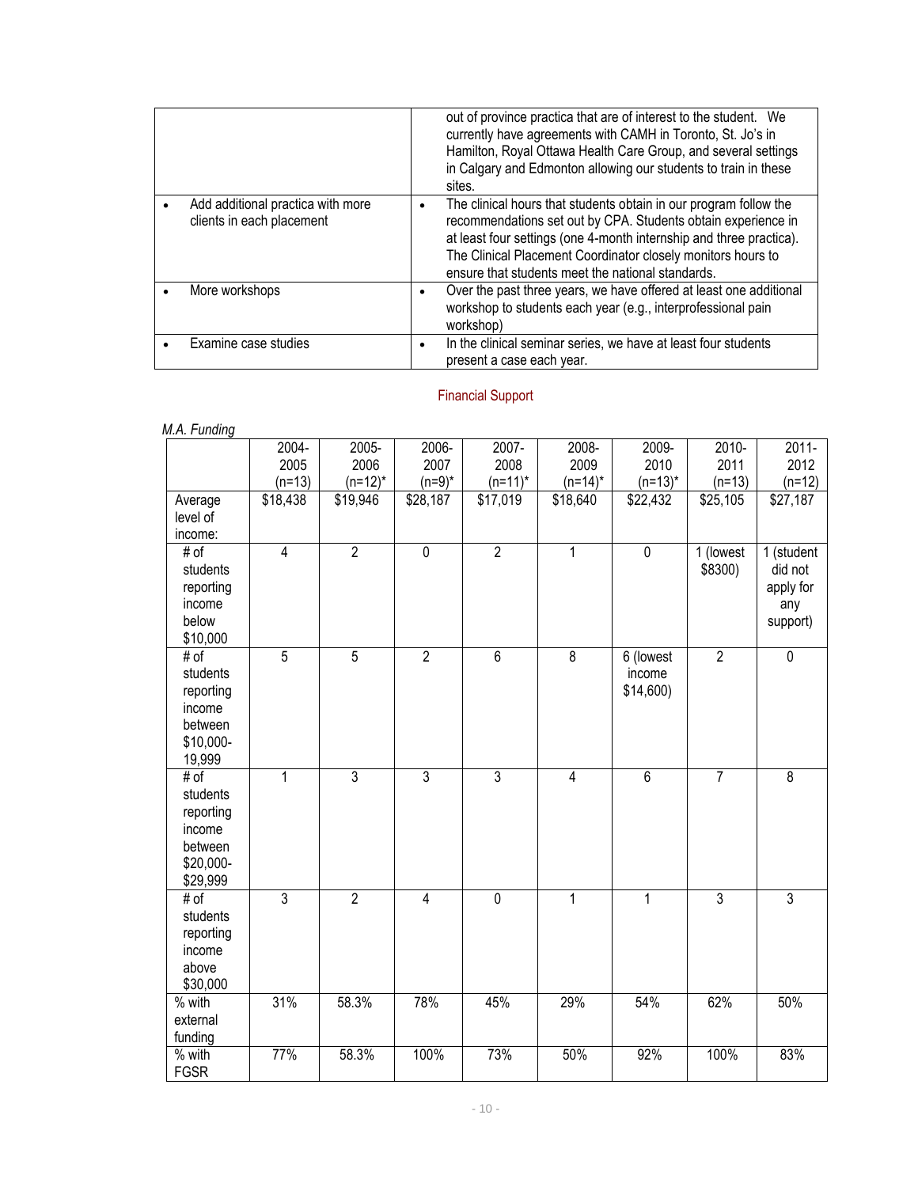| | |
|---|---|
| | out of province practica that are of interest to the student. We currently have agreements with CAMH in Toronto, St. Jo's in Hamilton, Royal Ottawa Health Care Group, and several settings in Calgary and Edmonton allowing our students to train in these sites. |
| • Add additional practica with more clients in each placement | • The clinical hours that students obtain in our program follow the recommendations set out by CPA. Students obtain experience in at least four settings (one 4-month internship and three practica). The Clinical Placement Coordinator closely monitors hours to ensure that students meet the national standards. |
| • More workshops | • Over the past three years, we have offered at least one additional workshop to students each year (e.g., interprofessional pain workshop) |
| • Examine case studies | • In the clinical seminar series, we have at least four students present a case each year. |

## Financial Support

*M.A. Funding*

| | 2004-2005 (n=13) | 2005-2006 (n=12)* | 2006-2007 (n=9)* | 2007-2008 (n=11)* | 2008-2009 (n=14)* | 2009-2010 (n=13)* | 2010-2011 (n=13) | 2011-2012 (n=12) |
|---|---|---|---|---|---|---|---|---|
| Average level of income: | $18,438 | $19,946 | $28,187 | $17,019 | $18,640 | $22,432 | $25,105 | $27,187 |
| # of students reporting income below $10,000 | 4 | 2 | 0 | 2 | 1 | 0 | 1 (lowest $8300) | 1 (student did not apply for any support) |
| # of students reporting income between $10,000-19,999 | 5 | 5 | 2 | 6 | 8 | 6 (lowest income $14,600) | 2 | 0 |
| # of students reporting income between $20,000-$29,999 | 1 | 3 | 3 | 3 | 4 | 6 | 7 | 8 |
| # of students reporting income above $30,000 | 3 | 2 | 4 | 0 | 1 | 1 | 3 | 3 |
| % with external funding | 31% | 58.3% | 78% | 45% | 29% | 54% | 62% | 50% |
| % with FGSR | 77% | 58.3% | 100% | 73% | 50% | 92% | 100% | 83% |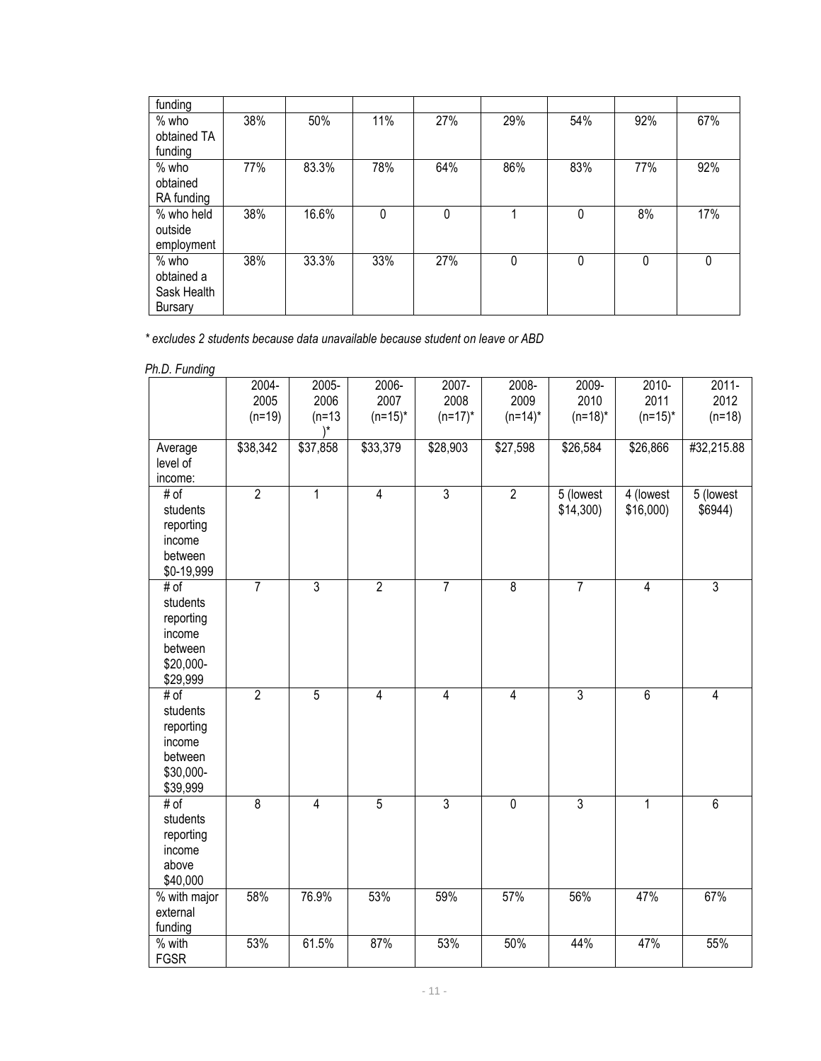| funding | | | | | | | | |
|---|---|---|---|---|---|---|---|---|
| % who obtained TA funding | 38% | 50% | 11% | 27% | 29% | 54% | 92% | 67% |
| % who obtained RA funding | 77% | 83.3% | 78% | 64% | 86% | 83% | 77% | 92% |
| % who held outside employment | 38% | 16.6% | 0 | 0 | 1 | 0 | 8% | 17% |
| % who obtained a Sask Health Bursary | 38% | 33.3% | 33% | 27% | 0 | 0 | 0 | 0 |

*\* excludes 2 students because data unavailable because student on leave or ABD*

*Ph.D. Funding*

| | 2004-2005 (n=19) | 2005-2006 (n=13)* | 2006-2007 (n=15)* | 2007-2008 (n=17)* | 2008-2009 (n=14)* | 2009-2010 (n=18)* | 2010-2011 (n=15)* | 2011-2012 (n=18) |
|---|---|---|---|---|---|---|---|---|
| Average level of income: | $38,342 | $37,858 | $33,379 | $28,903 | $27,598 | $26,584 | $26,866 | #32,215.88 |
| # of students reporting income between $0-19,999 | 2 | 1 | 4 | 3 | 2 | 5 (lowest $14,300) | 4 (lowest $16,000) | 5 (lowest $6944) |
| # of students reporting income between $20,000-$29,999 | 7 | 3 | 2 | 7 | 8 | 7 | 4 | 3 |
| # of students reporting income between $30,000-$39,999 | 2 | 5 | 4 | 4 | 4 | 3 | 6 | 4 |
| # of students reporting income above $40,000 | 8 | 4 | 5 | 3 | 0 | 3 | 1 | 6 |
| % with major external funding | 58% | 76.9% | 53% | 59% | 57% | 56% | 47% | 67% |
| % with FGSR | 53% | 61.5% | 87% | 53% | 50% | 44% | 47% | 55% |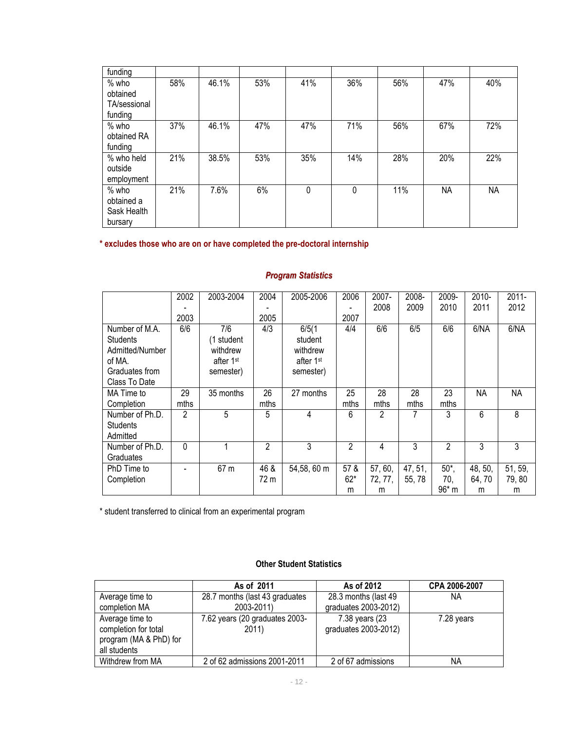| funding | | | | | | | | |
|---|---|---|---|---|---|---|---|---|
| % who obtained TA/sessional funding | 58% | 46.1% | 53% | 41% | 36% | 56% | 47% | 40% |
| % who obtained RA funding | 37% | 46.1% | 47% | 47% | 71% | 56% | 67% | 72% |
| % who held outside employment | 21% | 38.5% | 53% | 35% | 14% | 28% | 20% | 22% |
| % who obtained a Sask Health bursary | 21% | 7.6% | 6% | 0 | 0 | 11% | NA | NA |

**\* excludes those who are on or have completed the pre-doctoral internship**

### *Program Statistics*

| | 2002-2003 | 2003-2004 | 2004-2005 | 2005-2006 | 2006-2007 | 2007-2008 | 2008-2009 | 2009-2010 | 2010-2011 | 2011-2012 |
|---|---|---|---|---|---|---|---|---|---|---|
| Number of M.A. Students Admitted/Number of MA. Graduates from Class To Date | 6/6 | 7/6 (1 student withdrew after 1st semester) | 4/3 | 6/5(1 student withdrew after 1st semester) | 4/4 | 6/6 | 6/5 | 6/6 | 6/NA | 6/NA |
| MA Time to Completion | 29 mths | 35 months | 26 mths | 27 months | 25 mths | 28 mths | 28 mths | 23 mths | NA | NA |
| Number of Ph.D. Students Admitted | 2 | 5 | 5 | 4 | 6 | 2 | 7 | 3 | 6 | 8 |
| Number of Ph.D. Graduates | 0 | 1 | 2 | 3 | 2 | 4 | 3 | 2 | 3 | 3 |
| PhD Time to Completion | - | 67 m | 46 & 72 m | 54,58, 60 m | 57 & 62* m | 57, 60, 72, 77, m | 47, 51, 55, 78 | 50*, 70, 96* m | 48, 50, 64, 70 m | 51, 59, 79, 80 m |

\* student transferred to clinical from an experimental program

**Other Student Statistics**

| | As of 2011 | As of 2012 | CPA 2006-2007 |
|---|---|---|---|
| Average time to completion MA | 28.7 months (last 43 graduates 2003-2011) | 28.3 months (last 49 graduates 2003-2012) | NA |
| Average time to completion for total program (MA & PhD) for all students | 7.62 years (20 graduates 2003-2011) | 7.38 years (23 graduates 2003-2012) | 7.28 years |
| Withdrew from MA | 2 of 62 admissions 2001-2011 | 2 of 67 admissions | NA |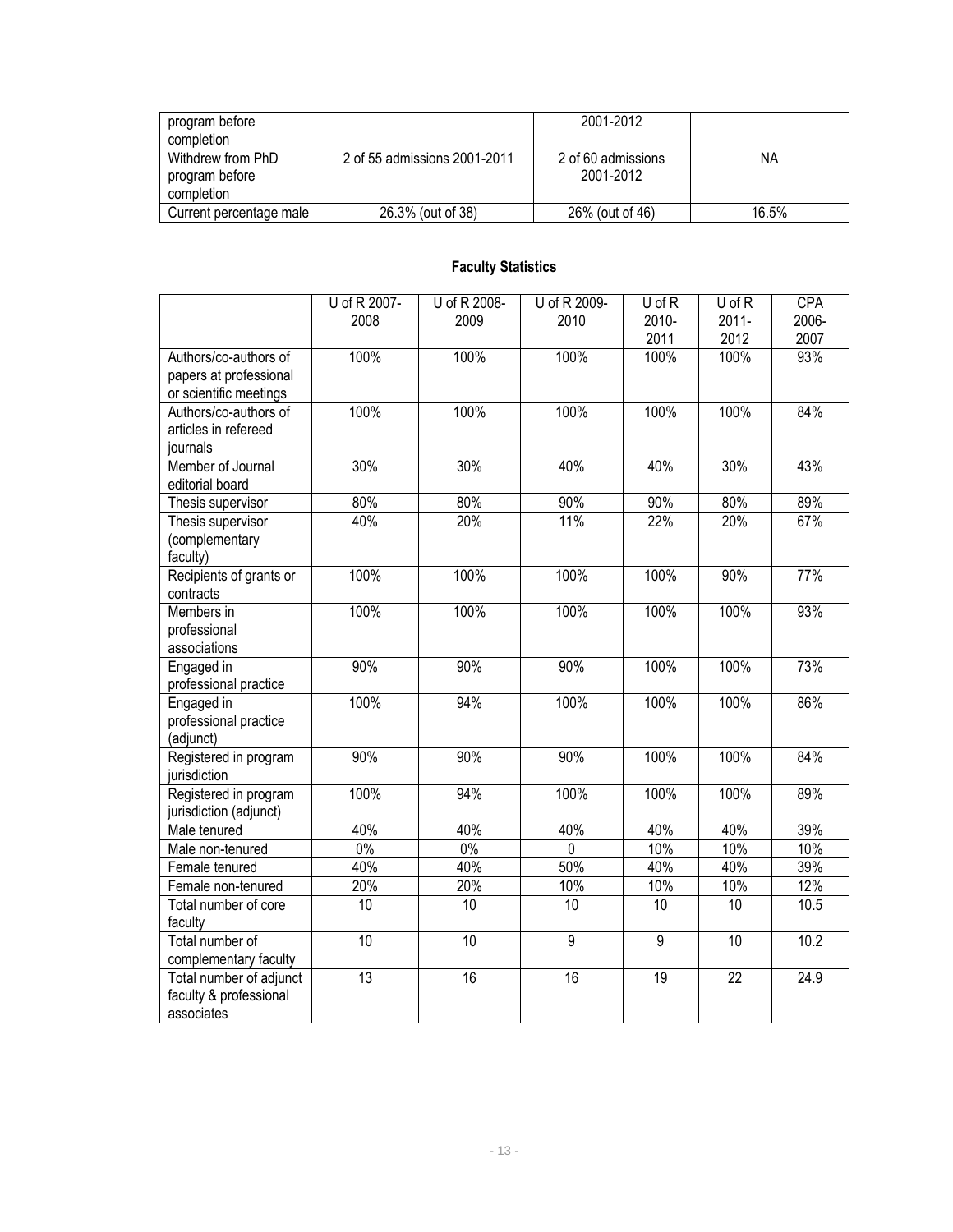| program before completion | | 2001-2012 | |
|---|---|---|---|
| Withdrew from PhD program before completion | 2 of 55 admissions 2001-2011 | 2 of 60 admissions 2001-2012 | NA |
| Current percentage male | 26.3% (out of 38) | 26% (out of 46) | 16.5% |

**Faculty Statistics**

| | U of R 2007-2008 | U of R 2008-2009 | U of R 2009-2010 | U of R 2010-2011 | U of R 2011-2012 | CPA 2006-2007 |
|---|---|---|---|---|---|---|
| Authors/co-authors of papers at professional or scientific meetings | 100% | 100% | 100% | 100% | 100% | 93% |
| Authors/co-authors of articles in refereed journals | 100% | 100% | 100% | 100% | 100% | 84% |
| Member of Journal editorial board | 30% | 30% | 40% | 40% | 30% | 43% |
| Thesis supervisor | 80% | 80% | 90% | 90% | 80% | 89% |
| Thesis supervisor (complementary faculty) | 40% | 20% | 11% | 22% | 20% | 67% |
| Recipients of grants or contracts | 100% | 100% | 100% | 100% | 90% | 77% |
| Members in professional associations | 100% | 100% | 100% | 100% | 100% | 93% |
| Engaged in professional practice | 90% | 90% | 90% | 100% | 100% | 73% |
| Engaged in professional practice (adjunct) | 100% | 94% | 100% | 100% | 100% | 86% |
| Registered in program jurisdiction | 90% | 90% | 90% | 100% | 100% | 84% |
| Registered in program jurisdiction (adjunct) | 100% | 94% | 100% | 100% | 100% | 89% |
| Male tenured | 40% | 40% | 40% | 40% | 40% | 39% |
| Male non-tenured | 0% | 0% | 0 | 10% | 10% | 10% |
| Female tenured | 40% | 40% | 50% | 40% | 40% | 39% |
| Female non-tenured | 20% | 20% | 10% | 10% | 10% | 12% |
| Total number of core faculty | 10 | 10 | 10 | 10 | 10 | 10.5 |
| Total number of complementary faculty | 10 | 10 | 9 | 9 | 10 | 10.2 |
| Total number of adjunct faculty & professional associates | 13 | 16 | 16 | 19 | 22 | 24.9 |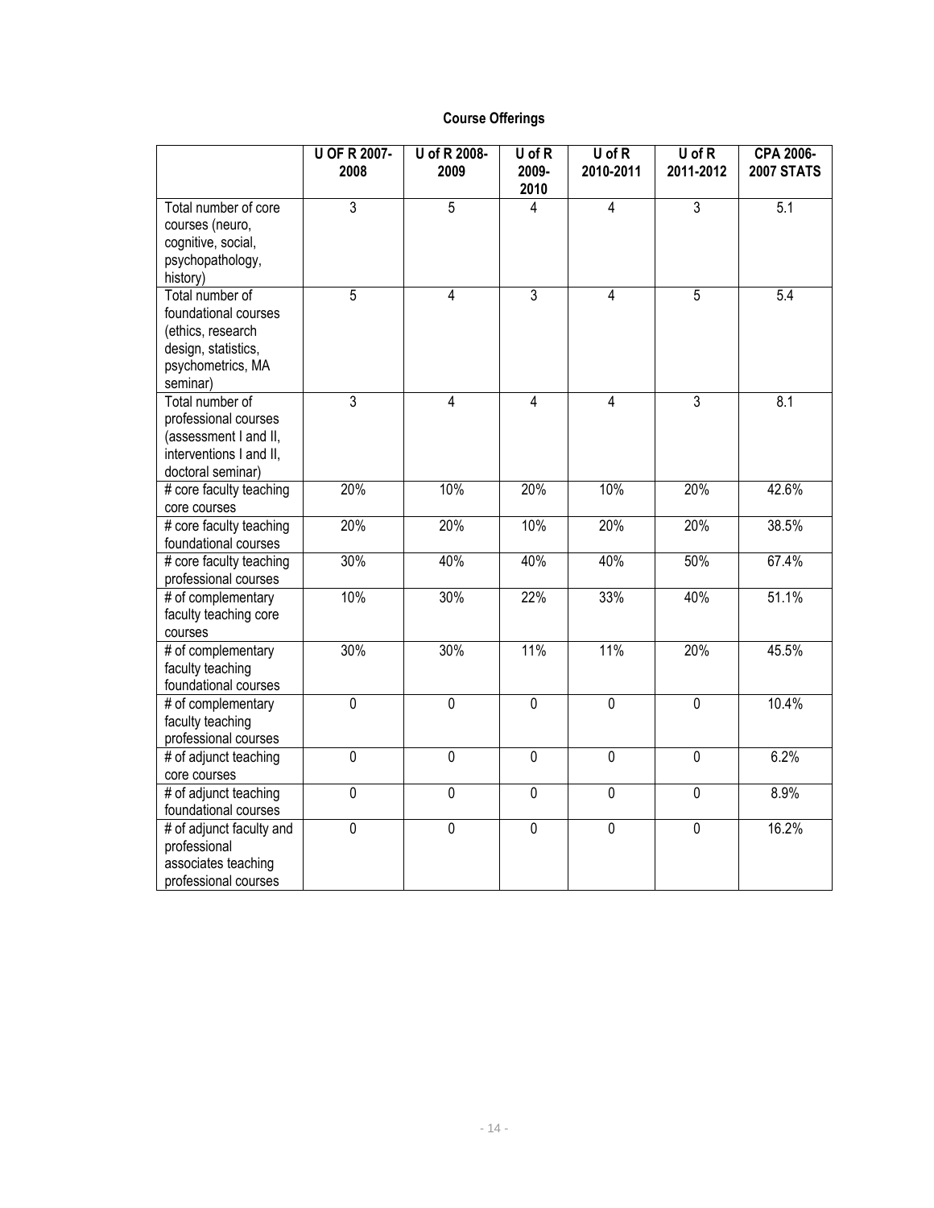**Course Offerings**

| | U OF R 2007-2008 | U of R 2008-2009 | U of R 2009-2010 | U of R 2010-2011 | U of R 2011-2012 | CPA 2006-2007 STATS |
|---|---|---|---|---|---|---|
| Total number of core courses (neuro, cognitive, social, psychopathology, history) | 3 | 5 | 4 | 4 | 3 | 5.1 |
| Total number of foundational courses (ethics, research design, statistics, psychometrics, MA seminar) | 5 | 4 | 3 | 4 | 5 | 5.4 |
| Total number of professional courses (assessment I and II, interventions I and II, doctoral seminar) | 3 | 4 | 4 | 4 | 3 | 8.1 |
| # core faculty teaching core courses | 20% | 10% | 20% | 10% | 20% | 42.6% |
| # core faculty teaching foundational courses | 20% | 20% | 10% | 20% | 20% | 38.5% |
| # core faculty teaching professional courses | 30% | 40% | 40% | 40% | 50% | 67.4% |
| # of complementary faculty teaching core courses | 10% | 30% | 22% | 33% | 40% | 51.1% |
| # of complementary faculty teaching foundational courses | 30% | 30% | 11% | 11% | 20% | 45.5% |
| # of complementary faculty teaching professional courses | 0 | 0 | 0 | 0 | 0 | 10.4% |
| # of adjunct teaching core courses | 0 | 0 | 0 | 0 | 0 | 6.2% |
| # of adjunct teaching foundational courses | 0 | 0 | 0 | 0 | 0 | 8.9% |
| # of adjunct faculty and professional associates teaching professional courses | 0 | 0 | 0 | 0 | 0 | 16.2% |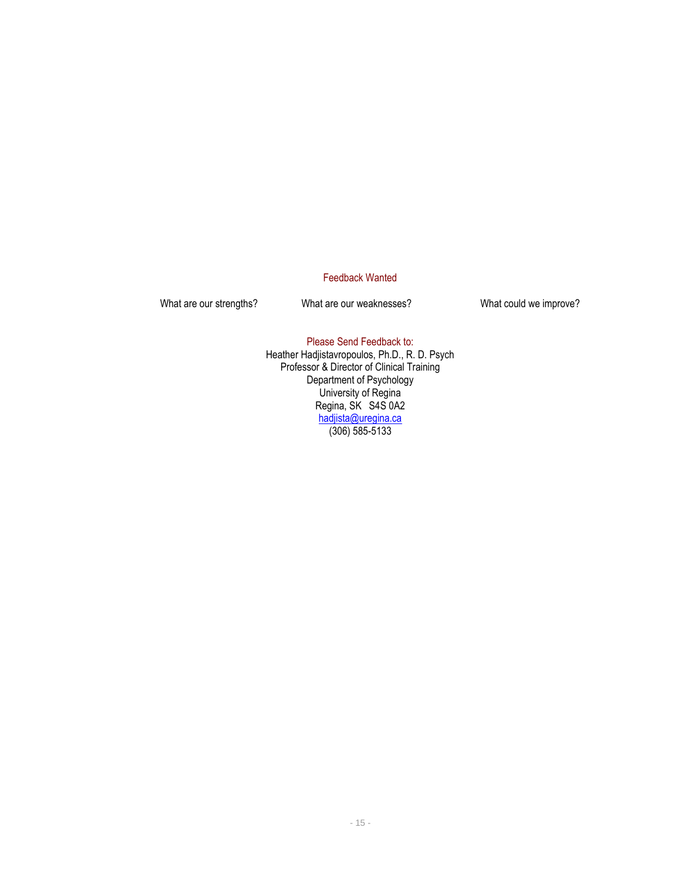## Feedback Wanted

What are our strengths?

What are our weaknesses?

What could we improve?

### Please Send Feedback to:

Heather Hadjistavropoulos, Ph.D., R. D. Psych
Professor & Director of Clinical Training
Department of Psychology
University of Regina
Regina, SK S4S 0A2
hadjista@uregina.ca
(306) 585-5133